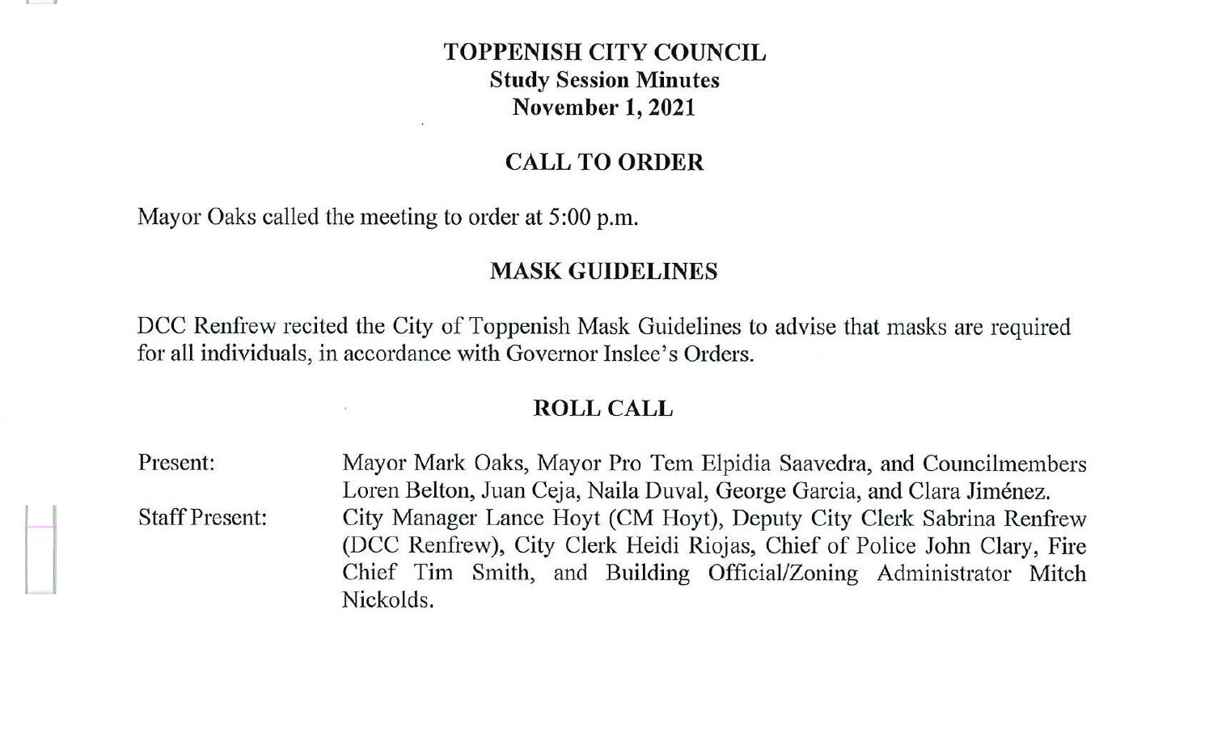# TOPPENISH CITY COUNCIL
## Study Session Minutes
## November 1, 2021

## CALL TO ORDER

Mayor Oaks called the meeting to order at 5:00 p.m.

## MASK GUIDELINES

DCC Renfrew recited the City of Toppenish Mask Guidelines to advise that masks are required for all individuals, in accordance with Governor Inslee's Orders.

## ROLL CALL

| | |
|---|---|
| Present: | Mayor Mark Oaks, Mayor Pro Tem Elpidia Saavedra, and Councilmembers Loren Belton, Juan Ceja, Naila Duval, George Garcia, and Clara Jiménez. |
| Staff Present: | City Manager Lance Hoyt (CM Hoyt), Deputy City Clerk Sabrina Renfrew (DCC Renfrew), City Clerk Heidi Riojas, Chief of Police John Clary, Fire Chief Tim Smith, and Building Official/Zoning Administrator Mitch Nickolds. |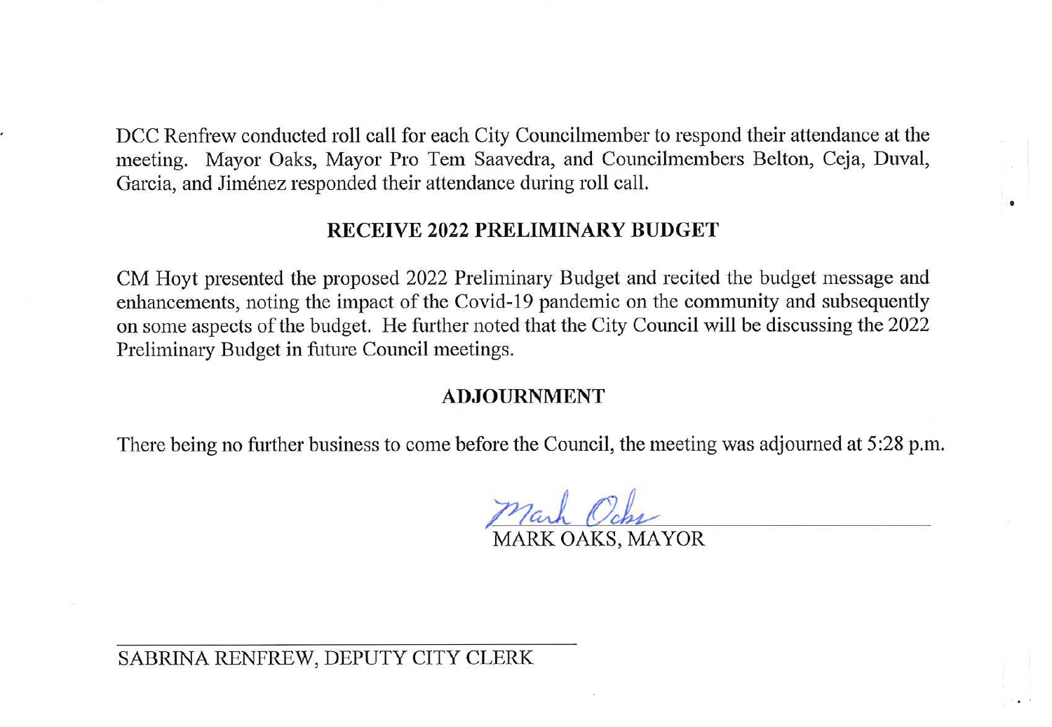DCC Renfrew conducted roll call for each City Councilmember to respond their attendance at the meeting. Mayor Oaks, Mayor Pro Tem Saavedra, and Councilmembers Belton, Ceja, Duval, Garcia, and Jiménez responded their attendance during roll call.

## RECEIVE 2022 PRELIMINARY BUDGET

CM Hoyt presented the proposed 2022 Preliminary Budget and recited the budget message and enhancements, noting the impact of the Covid-19 pandemic on the community and subsequently on some aspects of the budget. He further noted that the City Council will be discussing the 2022 Preliminary Budget in future Council meetings.

## ADJOURNMENT

There being no further business to come before the Council, the meeting was adjourned at 5:28 p.m.

Mark Oaks

MARK OAKS, MAYOR

SABRINA RENFREW, DEPUTY CITY CLERK